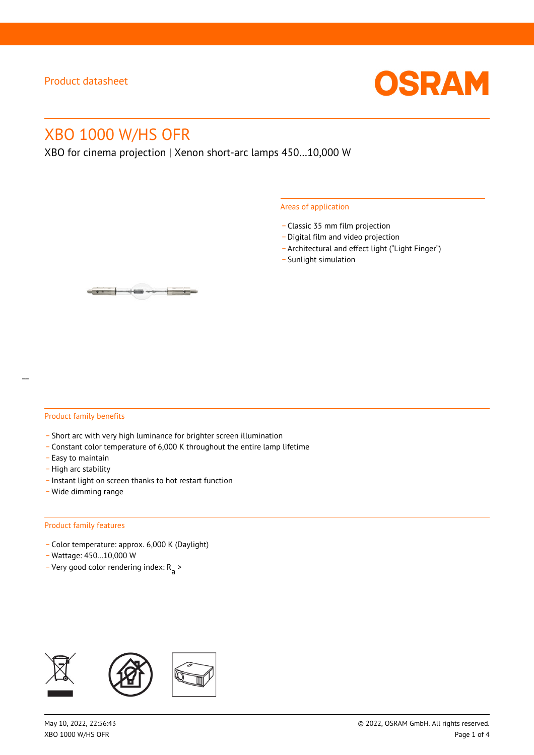Product datasheet

# XBO 1000 W/HS OFR

XBO for cinema projection | Xenon short-arc lamps 450…10,000 W

## Areas of application

- Classic 35 mm film projection
- Digital film and video projection
- Architectural and effect light (“Light Finger”)
- Sunlight simulation

## Product family benefits

- Short arc with very high luminance for brighter screen illumination
- Constant color temperature of 6,000 K throughout the entire lamp lifetime
- Easy to maintain
- High arc stability
- Instant light on screen thanks to hot restart function
- Wide dimming range

## Product family features

- Color temperature: approx. 6,000 K (Daylight)
- Wattage: 450…10,000 W
- Very good color rendering index: $R_a$ >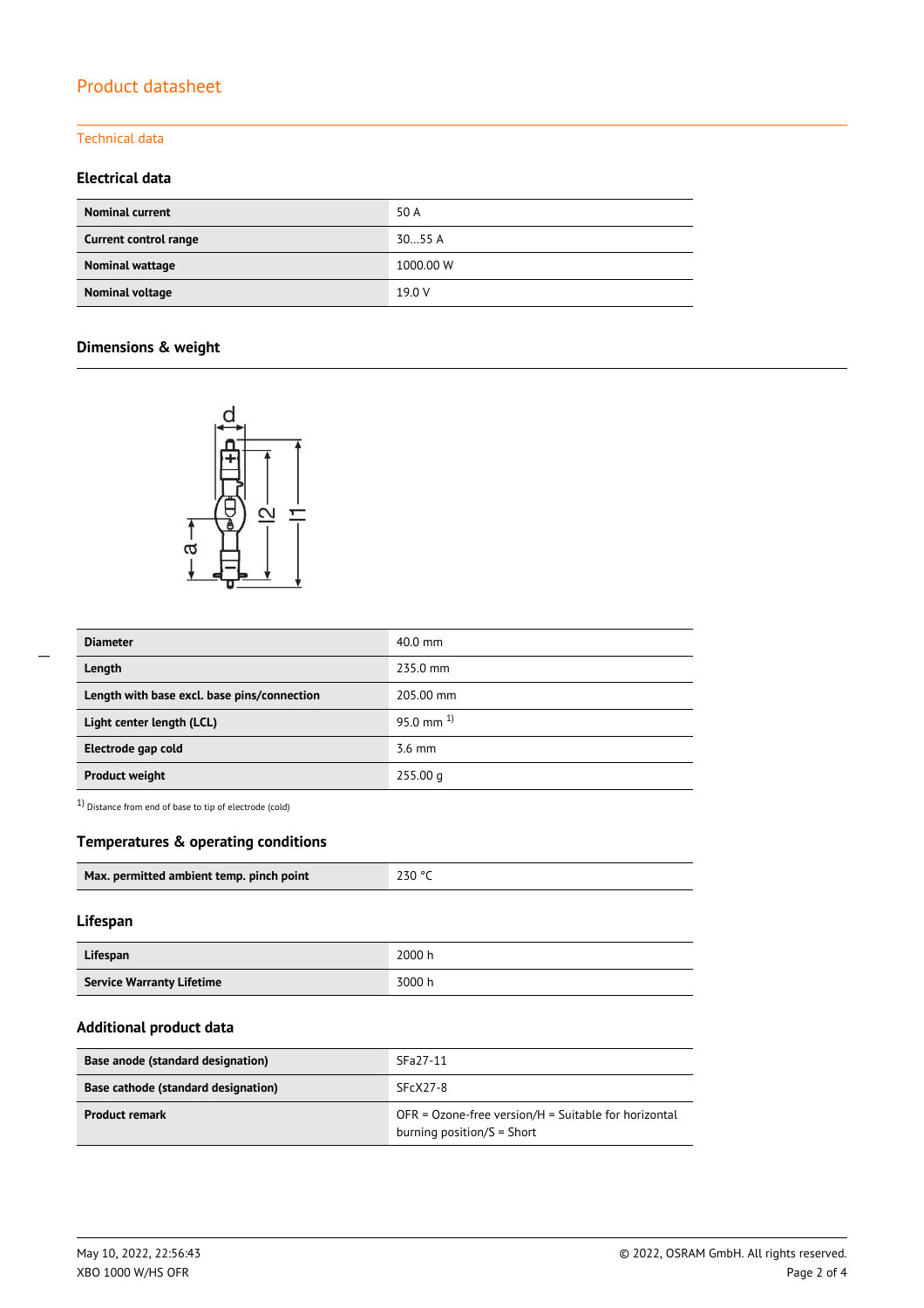Product datasheet

Technical data

### Electrical data

| | |
|---|---|
| **Nominal current** | 50 A |
| **Current control range** | 30…55 A |
| **Nominal wattage** | 1000.00 W |
| **Nominal voltage** | 19.0 V |

### Dimensions & weight

| | |
|---|---|
| **Diameter** | 40.0 mm |
| **Length** | 235.0 mm |
| **Length with base excl. base pins/connection** | 205.00 mm |
| **Light center length (LCL)** | 95.0 mm [1] |
| **Electrode gap cold** | 3.6 mm |
| **Product weight** | 255.00 g |

[1] Distance from end of base to tip of electrode (cold)

### Temperatures & operating conditions

| | |
|---|---|
| **Max. permitted ambient temp. pinch point** | 230 °C |

### Lifespan

| | |
|---|---|
| **Lifespan** | 2000 h |
| **Service Warranty Lifetime** | 3000 h |

### Additional product data

| | |
|---|---|
| **Base anode (standard designation)** | SFa27-11 |
| **Base cathode (standard designation)** | SFcX27-8 |
| **Product remark** | OFR = Ozone-free version/H = Suitable for horizontal burning position/S = Short |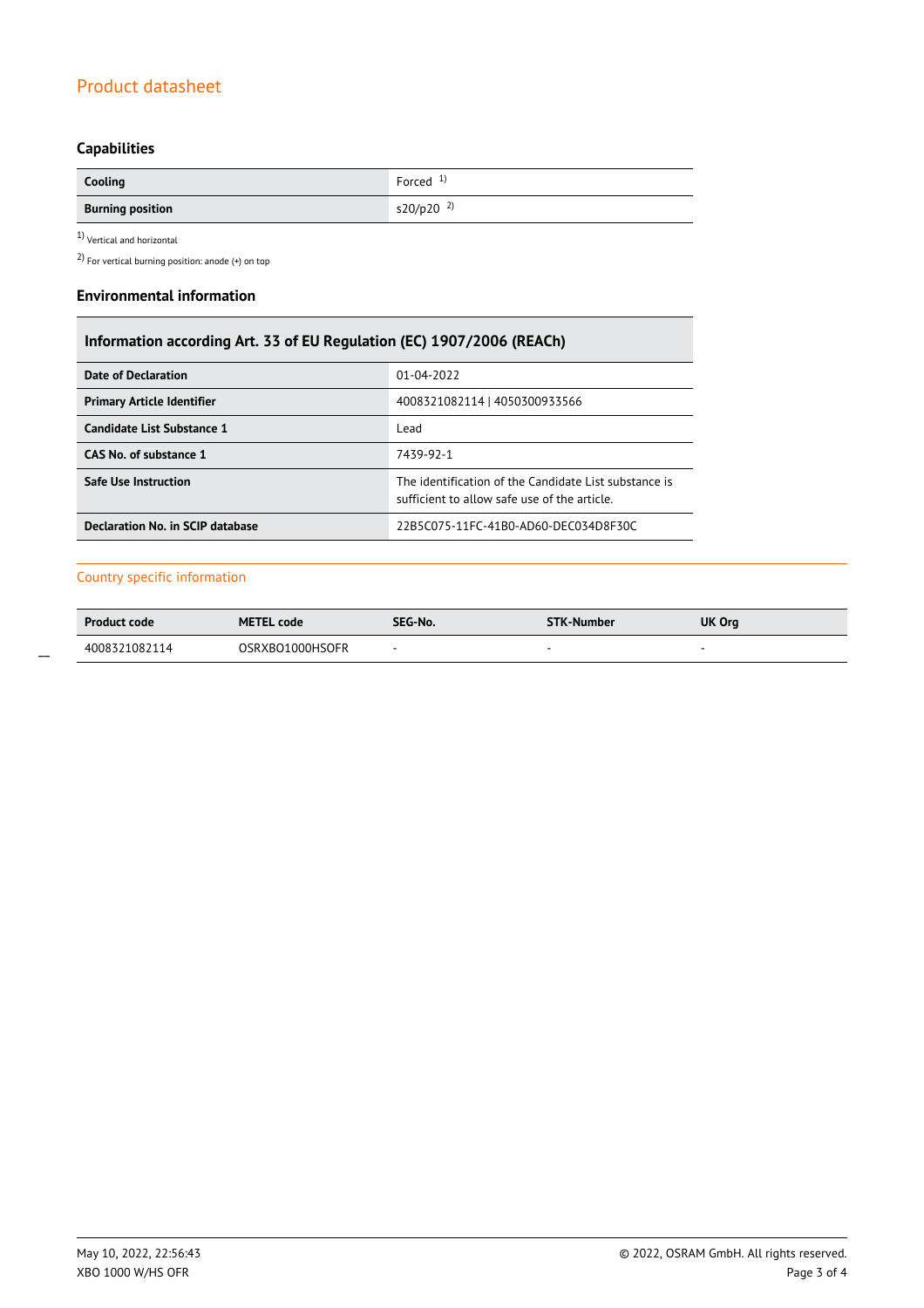## Capabilities

| | |
|---|---|
| **Cooling** | Forced [1] |
| **Burning position** | s20/p20 [2] |

[1] Vertical and horizontal

[2] For vertical burning position: anode (+) on top

## Environmental information

| Information according Art. 33 of EU Regulation (EC) 1907/2006 (REACh) | |
|---|---|
| **Date of Declaration** | 01-04-2022 |
| **Primary Article Identifier** | 4008321082114 \| 4050300933566 |
| **Candidate List Substance 1** | Lead |
| **CAS No. of substance 1** | 7439-92-1 |
| **Safe Use Instruction** | The identification of the Candidate List substance is sufficient to allow safe use of the article. |
| **Declaration No. in SCIP database** | 22B5C075-11FC-41B0-AD60-DEC034D8F30C |

## Country specific information

| Product code | METEL code | SEG-No. | STK-Number | UK Org |
|---|---|---|---|---|
| 4008321082114 | OSRXBO1000HSOFR | - | - | - |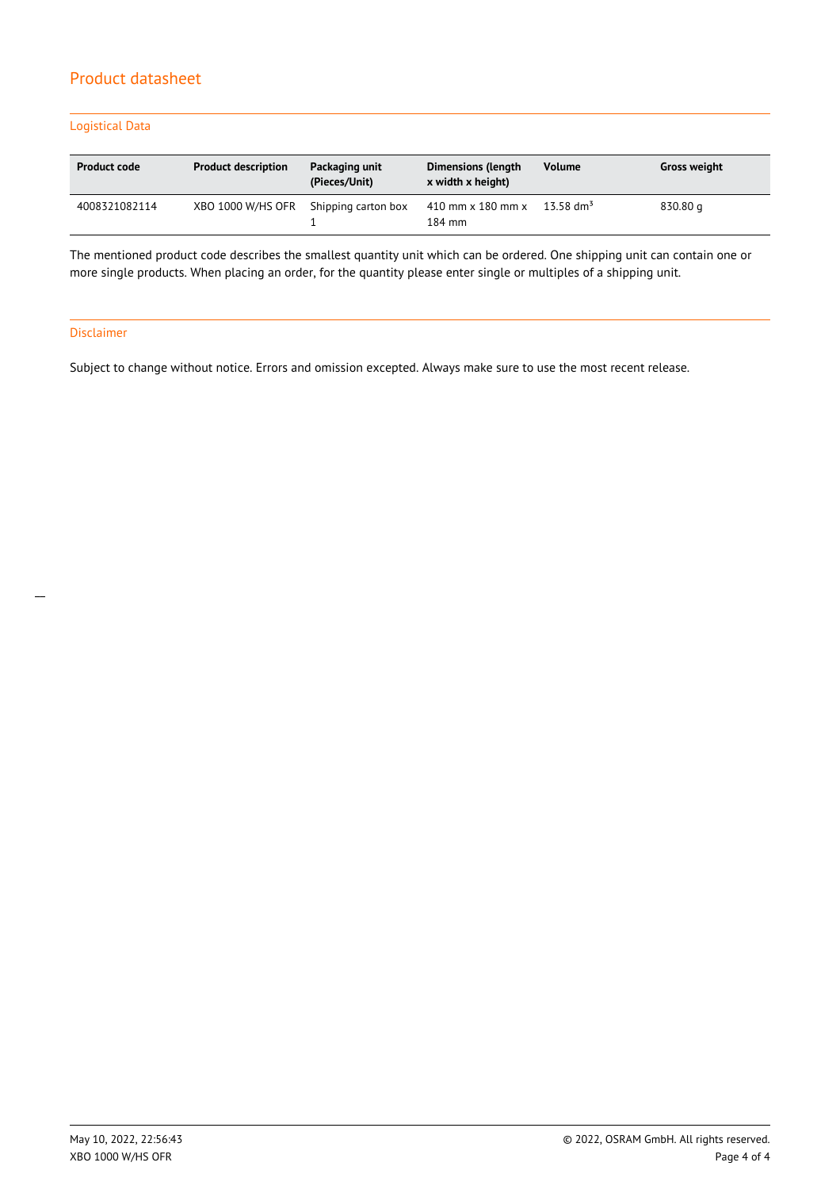## Logistical Data

| Product code | Product description | Packaging unit (Pieces/Unit) | Dimensions (length x width x height) | Volume | Gross weight |
| --- | --- | --- | --- | --- | --- |
| 4008321082114 | XBO 1000 W/HS OFR | Shipping carton box 1 | 410 mm x 180 mm x 184 mm | 13.58 $dm^3$ | 830.80 g |

The mentioned product code describes the smallest quantity unit which can be ordered. One shipping unit can contain one or more single products. When placing an order, for the quantity please enter single or multiples of a shipping unit.

## Disclaimer

Subject to change without notice. Errors and omission excepted. Always make sure to use the most recent release.